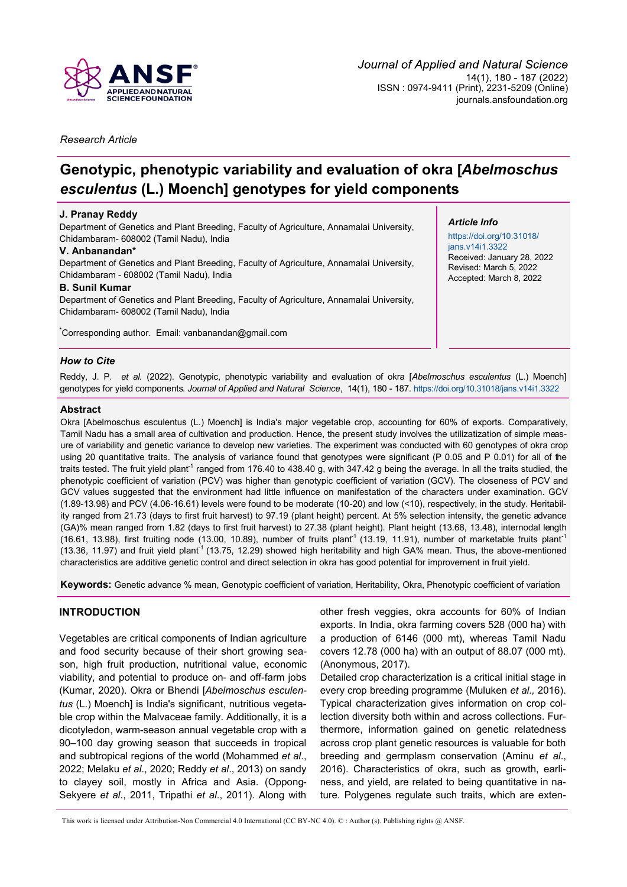*Journal of Applied and Natural Science*
14(1), 180 - 187 (2022)
ISSN : 0974-9411 (Print), 2231-5209 (Online)
journals.ansfoundation.org

*Research Article*

# Genotypic, phenotypic variability and evaluation of okra [*Abelmoschus esculentus* (L.) Moench] genotypes for yield components

**J. Pranay Reddy**
Department of Genetics and Plant Breeding, Faculty of Agriculture, Annamalai University, Chidambaram- 608002 (Tamil Nadu), India

**V. Anbanandan***
Department of Genetics and Plant Breeding, Faculty of Agriculture, Annamalai University, Chidambaram - 608002 (Tamil Nadu), India

**B. Sunil Kumar**
Department of Genetics and Plant Breeding, Faculty of Agriculture, Annamalai University, Chidambaram- 608002 (Tamil Nadu), India

*Corresponding author. Email: vanbanandan@gmail.com

***Article Info***
https://doi.org/10.31018/jans.v14i1.3322
Received: January 28, 2022
Revised: March 5, 2022
Accepted: March 8, 2022

***How to Cite***

Reddy, J. P. *et al.* (2022). Genotypic, phenotypic variability and evaluation of okra [*Abelmoschus esculentus* (L.) Moench] genotypes for yield components. *Journal of Applied and Natural Science*, 14(1), 180 - 187. https://doi.org/10.31018/jans.v14i1.3322

## Abstract

Okra [Abelmoschus esculentus (L.) Moench] is India's major vegetable crop, accounting for 60% of exports. Comparatively, Tamil Nadu has a small area of cultivation and production. Hence, the present study involves the utilizatization of simple measure of variability and genetic variance to develop new varieties. The experiment was conducted with 60 genotypes of okra crop using 20 quantitative traits. The analysis of variance found that genotypes were significant (P 0.05 and P 0.01) for all of the traits tested. The fruit yield plant$^{-1}$ ranged from 176.40 to 438.40 g, with 347.42 g being the average. In all the traits studied, the phenotypic coefficient of variation (PCV) was higher than genotypic coefficient of variation (GCV). The closeness of PCV and GCV values suggested that the environment had little influence on manifestation of the characters under examination. GCV (1.89-13.98) and PCV (4.06-16.61) levels were found to be moderate (10-20) and low (<10), respectively, in the study. Heritability ranged from 21.73 (days to first fruit harvest) to 97.19 (plant height) percent. At 5% selection intensity, the genetic advance (GA)% mean ranged from 1.82 (days to first fruit harvest) to 27.38 (plant height). Plant height (13.68, 13.48), internodal length (16.61, 13.98), first fruiting node (13.00, 10.89), number of fruits plant$^{-1}$ (13.19, 11.91), number of marketable fruits plant$^{-1}$ (13.36, 11.97) and fruit yield plant$^{-1}$ (13.75, 12.29) showed high heritability and high GA% mean. Thus, the above-mentioned characteristics are additive genetic control and direct selection in okra has good potential for improvement in fruit yield.

**Keywords:** Genetic advance % mean, Genotypic coefficient of variation, Heritability, Okra, Phenotypic coefficient of variation

## INTRODUCTION

Vegetables are critical components of Indian agriculture and food security because of their short growing season, high fruit production, nutritional value, economic viability, and potential to produce on- and off-farm jobs (Kumar, 2020). Okra or Bhendi [*Abelmoschus esculentus* (L.) Moench] is India's significant, nutritious vegetable crop within the Malvaceae family. Additionally, it is a dicotyledon, warm-season annual vegetable crop with a 90–100 day growing season that succeeds in tropical and subtropical regions of the world (Mohammed *et al*., 2022; Melaku *et al*., 2020; Reddy *et al*., 2013) on sandy to clayey soil, mostly in Africa and Asia. (Oppong-Sekyere *et al*., 2011, Tripathi *et al*., 2011). Along with other fresh veggies, okra accounts for 60% of Indian exports. In India, okra farming covers 528 (000 ha) with a production of 6146 (000 mt), whereas Tamil Nadu covers 12.78 (000 ha) with an output of 88.07 (000 mt). (Anonymous, 2017).

Detailed crop characterization is a critical initial stage in every crop breeding programme (Muluken *et al.,* 2016). Typical characterization gives information on crop collection diversity both within and across collections. Furthermore, information gained on genetic relatedness across crop plant genetic resources is valuable for both breeding and germplasm conservation (Aminu *et al*., 2016). Characteristics of okra, such as growth, earliness, and yield, are related to being quantitative in nature. Polygenes regulate such traits, which are exten-

This work is licensed under Attribution-Non Commercial 4.0 International (CC BY-NC 4.0). © : Author (s). Publishing rights @ ANSF.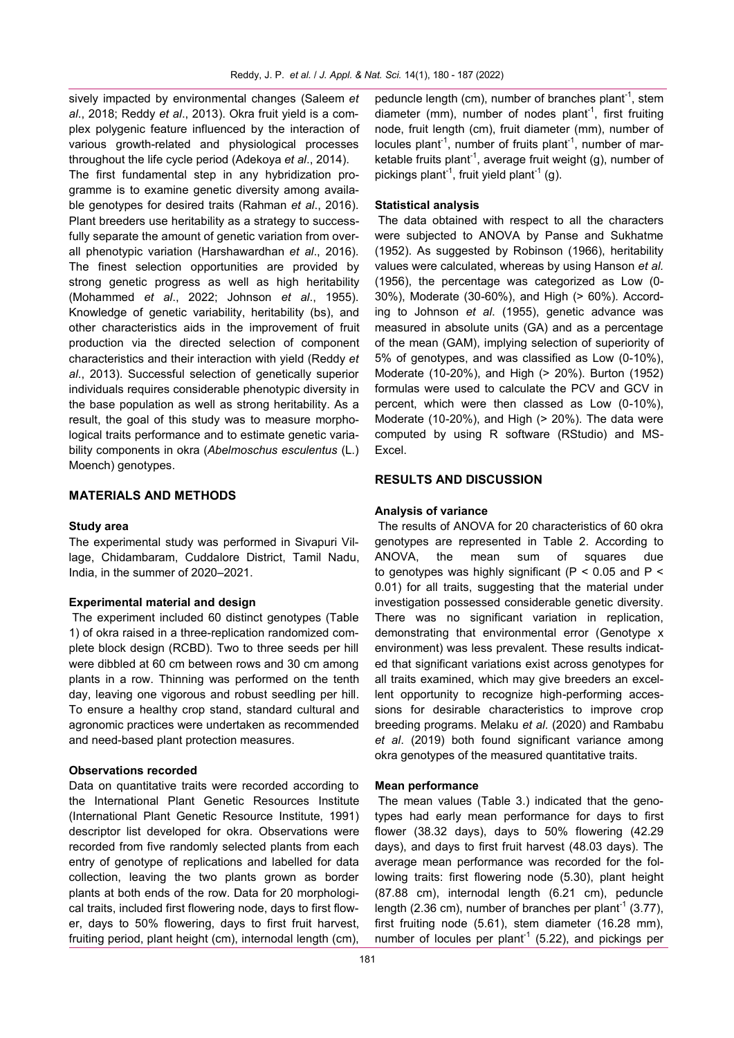sively impacted by environmental changes (Saleem *et al*., 2018; Reddy *et al*., 2013). Okra fruit yield is a complex polygenic feature influenced by the interaction of various growth-related and physiological processes throughout the life cycle period (Adekoya *et al*., 2014).

The first fundamental step in any hybridization programme is to examine genetic diversity among available genotypes for desired traits (Rahman *et al*., 2016). Plant breeders use heritability as a strategy to successfully separate the amount of genetic variation from overall phenotypic variation (Harshawardhan *et al*., 2016). The finest selection opportunities are provided by strong genetic progress as well as high heritability (Mohammed *et al*., 2022; Johnson *et al*., 1955). Knowledge of genetic variability, heritability (bs), and other characteristics aids in the improvement of fruit production via the directed selection of component characteristics and their interaction with yield (Reddy *et al*., 2013). Successful selection of genetically superior individuals requires considerable phenotypic diversity in the base population as well as strong heritability. As a result, the goal of this study was to measure morphological traits performance and to estimate genetic variability components in okra (*Abelmoschus esculentus* (L.) Moench) genotypes.

## MATERIALS AND METHODS

### Study area

The experimental study was performed in Sivapuri Village, Chidambaram, Cuddalore District, Tamil Nadu, India, in the summer of 2020–2021.

### Experimental material and design

The experiment included 60 distinct genotypes (Table 1) of okra raised in a three-replication randomized complete block design (RCBD). Two to three seeds per hill were dibbled at 60 cm between rows and 30 cm among plants in a row. Thinning was performed on the tenth day, leaving one vigorous and robust seedling per hill. To ensure a healthy crop stand, standard cultural and agronomic practices were undertaken as recommended and need-based plant protection measures.

### Observations recorded

Data on quantitative traits were recorded according to the International Plant Genetic Resources Institute (International Plant Genetic Resource Institute, 1991) descriptor list developed for okra. Observations were recorded from five randomly selected plants from each entry of genotype of replications and labelled for data collection, leaving the two plants grown as border plants at both ends of the row. Data for 20 morphological traits, included first flowering node, days to first flower, days to 50% flowering, days to first fruit harvest, fruiting period, plant height (cm), internodal length (cm), peduncle length (cm), number of branches plant$^{-1}$, stem diameter (mm), number of nodes plant$^{-1}$, first fruiting node, fruit length (cm), fruit diameter (mm), number of locules plant$^{-1}$, number of fruits plant$^{-1}$, number of marketable fruits plant$^{-1}$, average fruit weight (g), number of pickings plant$^{-1}$, fruit yield plant$^{-1}$ (g).

### Statistical analysis

The data obtained with respect to all the characters were subjected to ANOVA by Panse and Sukhatme (1952). As suggested by Robinson (1966), heritability values were calculated, whereas by using Hanson *et al.* (1956), the percentage was categorized as Low (0-30%), Moderate (30-60%), and High (> 60%). According to Johnson *et al*. (1955), genetic advance was measured in absolute units (GA) and as a percentage of the mean (GAM), implying selection of superiority of 5% of genotypes, and was classified as Low (0-10%), Moderate (10-20%), and High (> 20%). Burton (1952) formulas were used to calculate the PCV and GCV in percent, which were then classed as Low (0-10%), Moderate (10-20%), and High (> 20%). The data were computed by using R software (RStudio) and MS-Excel.

## RESULTS AND DISCUSSION

### Analysis of variance

The results of ANOVA for 20 characteristics of 60 okra genotypes are represented in Table 2. According to ANOVA, the mean sum of squares due to genotypes was highly significant ($P < 0.05$ and $P < 0.01$) for all traits, suggesting that the material under investigation possessed considerable genetic diversity. There was no significant variation in replication, demonstrating that environmental error (Genotype x environment) was less prevalent. These results indicated that significant variations exist across genotypes for all traits examined, which may give breeders an excellent opportunity to recognize high-performing accessions for desirable characteristics to improve crop breeding programs. Melaku *et al*. (2020) and Rambabu *et al*. (2019) both found significant variance among okra genotypes of the measured quantitative traits.

### Mean performance

The mean values (Table 3.) indicated that the genotypes had early mean performance for days to first flower (38.32 days), days to 50% flowering (42.29 days), and days to first fruit harvest (48.03 days). The average mean performance was recorded for the following traits: first flowering node (5.30), plant height (87.88 cm), internodal length (6.21 cm), peduncle length (2.36 cm), number of branches per plant$^{-1}$ (3.77), first fruiting node (5.61), stem diameter (16.28 mm), number of locules per plant$^{-1}$ (5.22), and pickings per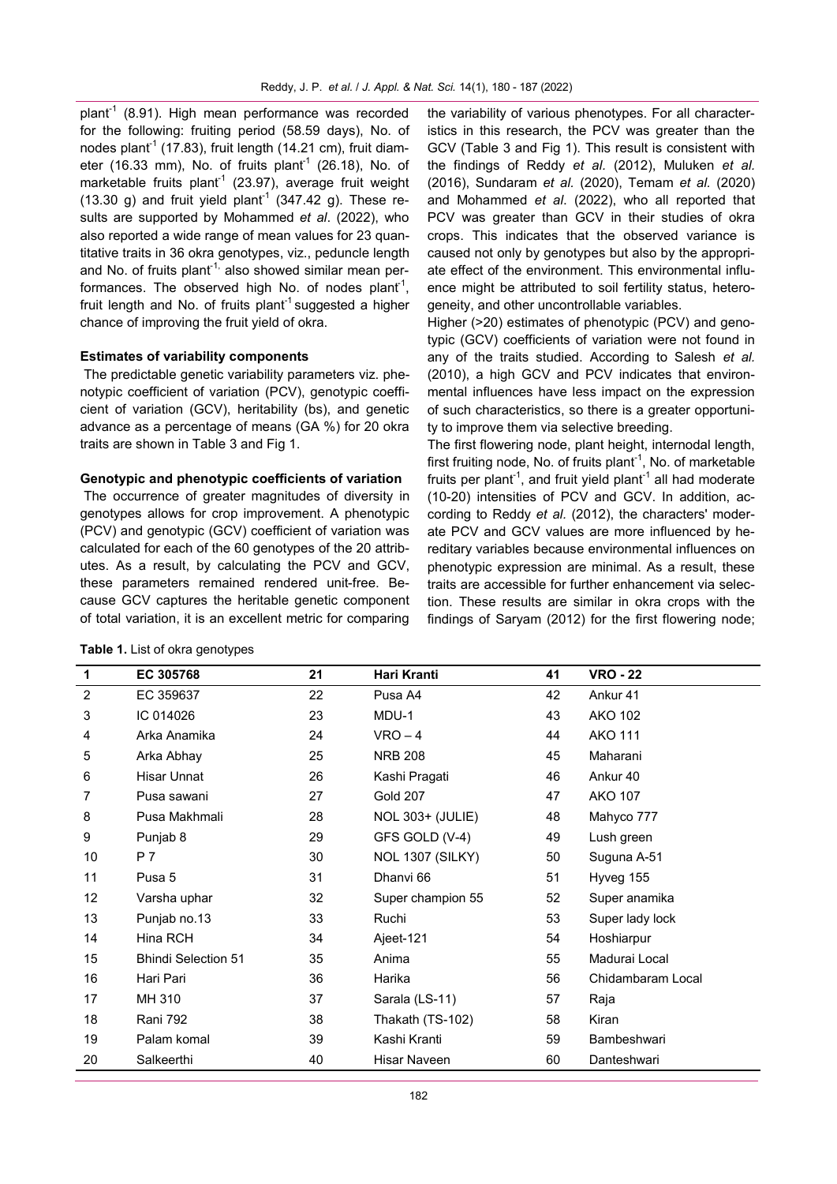plant$^{-1}$ (8.91). High mean performance was recorded for the following: fruiting period (58.59 days), No. of nodes plant$^{-1}$ (17.83), fruit length (14.21 cm), fruit diameter (16.33 mm), No. of fruits plant$^{-1}$ (26.18), No. of marketable fruits plant$^{-1}$ (23.97), average fruit weight (13.30 g) and fruit yield plant$^{-1}$ (347.42 g). These results are supported by Mohammed *et al*. (2022), who also reported a wide range of mean values for 23 quantitative traits in 36 okra genotypes, viz., peduncle length and No. of fruits plant$^{-1}$, also showed similar mean performances. The observed high No. of nodes plant$^{-1}$, fruit length and No. of fruits plant$^{-1}$ suggested a higher chance of improving the fruit yield of okra.

### Estimates of variability components

The predictable genetic variability parameters viz. phenotypic coefficient of variation (PCV), genotypic coefficient of variation (GCV), heritability (bs), and genetic advance as a percentage of means (GA %) for 20 okra traits are shown in Table 3 and Fig 1.

### Genotypic and phenotypic coefficients of variation

The occurrence of greater magnitudes of diversity in genotypes allows for crop improvement. A phenotypic (PCV) and genotypic (GCV) coefficient of variation was calculated for each of the 60 genotypes of the 20 attributes. As a result, by calculating the PCV and GCV, these parameters remained rendered unit-free. Because GCV captures the heritable genetic component of total variation, it is an excellent metric for comparing the variability of various phenotypes. For all characteristics in this research, the PCV was greater than the GCV (Table 3 and Fig 1). This result is consistent with the findings of Reddy *et al.* (2012), Muluken *et al.* (2016), Sundaram *et al.* (2020), Temam *et al.* (2020) and Mohammed *et al*. (2022), who all reported that PCV was greater than GCV in their studies of okra crops. This indicates that the observed variance is caused not only by genotypes but also by the appropriate effect of the environment. This environmental influence might be attributed to soil fertility status, heterogeneity, and other uncontrollable variables.

Higher (>20) estimates of phenotypic (PCV) and genotypic (GCV) coefficients of variation were not found in any of the traits studied. According to Salesh *et al.* (2010), a high GCV and PCV indicates that environmental influences have less impact on the expression of such characteristics, so there is a greater opportunity to improve them via selective breeding.

The first flowering node, plant height, internodal length, first fruiting node, No. of fruits plant$^{-1}$, No. of marketable fruits per plant$^{-1}$, and fruit yield plant$^{-1}$ all had moderate (10-20) intensities of PCV and GCV. In addition, according to Reddy *et al.* (2012), the characters' moderate PCV and GCV values are more influenced by hereditary variables because environmental influences on phenotypic expression are minimal. As a result, these traits are accessible for further enhancement via selection. These results are similar in okra crops with the findings of Saryam (2012) for the first flowering node;

**Table 1.** List of okra genotypes

| 1 | EC 305768 | 21 | Hari Kranti | 41 | VRO - 22 |
|---|---|---|---|---|---|
| 2 | EC 359637 | 22 | Pusa A4 | 42 | Ankur 41 |
| 3 | IC 014026 | 23 | MDU-1 | 43 | AKO 102 |
| 4 | Arka Anamika | 24 | VRO – 4 | 44 | AKO 111 |
| 5 | Arka Abhay | 25 | NRB 208 | 45 | Maharani |
| 6 | Hisar Unnat | 26 | Kashi Pragati | 46 | Ankur 40 |
| 7 | Pusa sawani | 27 | Gold 207 | 47 | AKO 107 |
| 8 | Pusa Makhmali | 28 | NOL 303+ (JULIE) | 48 | Mahyco 777 |
| 9 | Punjab 8 | 29 | GFS GOLD (V-4) | 49 | Lush green |
| 10 | P 7 | 30 | NOL 1307 (SILKY) | 50 | Suguna A-51 |
| 11 | Pusa 5 | 31 | Dhanvi 66 | 51 | Hyveg 155 |
| 12 | Varsha uphar | 32 | Super champion 55 | 52 | Super anamika |
| 13 | Punjab no.13 | 33 | Ruchi | 53 | Super lady lock |
| 14 | Hina RCH | 34 | Ajeet-121 | 54 | Hoshiarpur |
| 15 | Bhindi Selection 51 | 35 | Anima | 55 | Madurai Local |
| 16 | Hari Pari | 36 | Harika | 56 | Chidambaram Local |
| 17 | MH 310 | 37 | Sarala (LS-11) | 57 | Raja |
| 18 | Rani 792 | 38 | Thakath (TS-102) | 58 | Kiran |
| 19 | Palam komal | 39 | Kashi Kranti | 59 | Bambeshwari |
| 20 | Salkeerthi | 40 | Hisar Naveen | 60 | Danteshwari |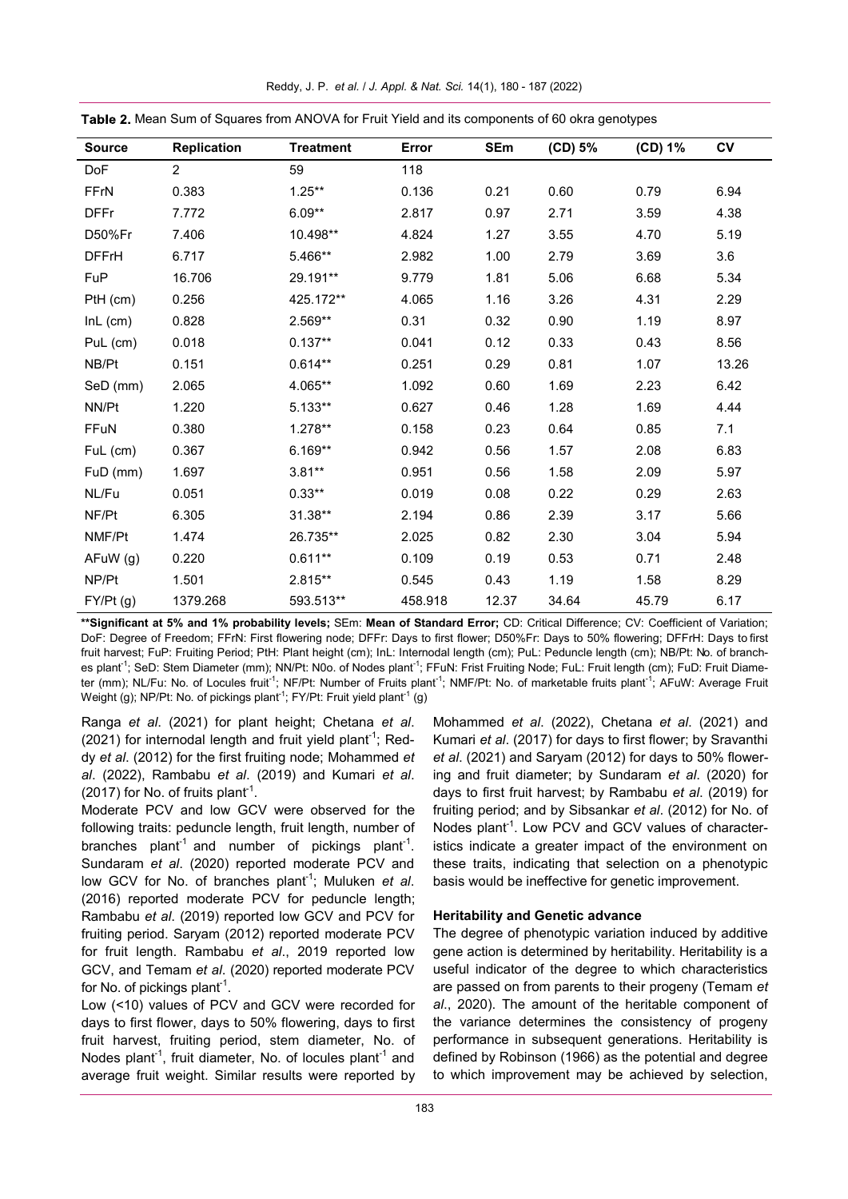**Table 2.** Mean Sum of Squares from ANOVA for Fruit Yield and its components of 60 okra genotypes

| Source | Replication | Treatment | Error | SEm | (CD) 5% | (CD) 1% | CV |
|---|---|---|---|---|---|---|---|
| DoF | 2 | 59 | 118 | | | | |
| FFrN | 0.383 | 1.25** | 0.136 | 0.21 | 0.60 | 0.79 | 6.94 |
| DFFr | 7.772 | 6.09** | 2.817 | 0.97 | 2.71 | 3.59 | 4.38 |
| D50%Fr | 7.406 | 10.498** | 4.824 | 1.27 | 3.55 | 4.70 | 5.19 |
| DFFrH | 6.717 | 5.466** | 2.982 | 1.00 | 2.79 | 3.69 | 3.6 |
| FuP | 16.706 | 29.191** | 9.779 | 1.81 | 5.06 | 6.68 | 5.34 |
| PtH (cm) | 0.256 | 425.172** | 4.065 | 1.16 | 3.26 | 4.31 | 2.29 |
| InL (cm) | 0.828 | 2.569** | 0.31 | 0.32 | 0.90 | 1.19 | 8.97 |
| PuL (cm) | 0.018 | 0.137** | 0.041 | 0.12 | 0.33 | 0.43 | 8.56 |
| NB/Pt | 0.151 | 0.614** | 0.251 | 0.29 | 0.81 | 1.07 | 13.26 |
| SeD (mm) | 2.065 | 4.065** | 1.092 | 0.60 | 1.69 | 2.23 | 6.42 |
| NN/Pt | 1.220 | 5.133** | 0.627 | 0.46 | 1.28 | 1.69 | 4.44 |
| FFuN | 0.380 | 1.278** | 0.158 | 0.23 | 0.64 | 0.85 | 7.1 |
| FuL (cm) | 0.367 | 6.169** | 0.942 | 0.56 | 1.57 | 2.08 | 6.83 |
| FuD (mm) | 1.697 | 3.81** | 0.951 | 0.56 | 1.58 | 2.09 | 5.97 |
| NL/Fu | 0.051 | 0.33** | 0.019 | 0.08 | 0.22 | 0.29 | 2.63 |
| NF/Pt | 6.305 | 31.38** | 2.194 | 0.86 | 2.39 | 3.17 | 5.66 |
| NMF/Pt | 1.474 | 26.735** | 2.025 | 0.82 | 2.30 | 3.04 | 5.94 |
| AFuW (g) | 0.220 | 0.611** | 0.109 | 0.19 | 0.53 | 0.71 | 2.48 |
| NP/Pt | 1.501 | 2.815** | 0.545 | 0.43 | 1.19 | 1.58 | 8.29 |
| FY/Pt (g) | 1379.268 | 593.513** | 458.918 | 12.37 | 34.64 | 45.79 | 6.17 |

**\*\*Significant at 5% and 1% probability levels;** SEm: **Mean of Standard Error;** CD: Critical Difference; CV: Coefficient of Variation; DoF: Degree of Freedom; FFrN: First flowering node; DFFr: Days to first flower; D50%Fr: Days to 50% flowering; DFFrH: Days to first fruit harvest; FuP: Fruiting Period; PtH: Plant height (cm); InL: Internodal length (cm); PuL: Peduncle length (cm); NB/Pt: No. of branches plant$^{-1}$; SeD: Stem Diameter (mm); NN/Pt: N0o. of Nodes plant$^{-1}$; FFuN: Frist Fruiting Node; FuL: Fruit length (cm); FuD: Fruit Diameter (mm); NL/Fu: No. of Locules fruit$^{-1}$; NF/Pt: Number of Fruits plant$^{-1}$; NMF/Pt: No. of marketable fruits plant$^{-1}$; AFuW: Average Fruit Weight (g); NP/Pt: No. of pickings plant$^{-1}$; FY/Pt: Fruit yield plant$^{-1}$ (g)

Ranga *et al*. (2021) for plant height; Chetana *et al*. (2021) for internodal length and fruit yield plant$^{-1}$; Reddy *et al*. (2012) for the first fruiting node; Mohammed *et al*. (2022), Rambabu *et al*. (2019) and Kumari *et al*. (2017) for No. of fruits plant$^{-1}$.

Moderate PCV and low GCV were observed for the following traits: peduncle length, fruit length, number of branches plant$^{-1}$ and number of pickings plant$^{-1}$. Sundaram *et al*. (2020) reported moderate PCV and low GCV for No. of branches plant$^{-1}$; Muluken *et al*. (2016) reported moderate PCV for peduncle length; Rambabu *et al*. (2019) reported low GCV and PCV for fruiting period. Saryam (2012) reported moderate PCV for fruit length. Rambabu *et al*., 2019 reported low GCV, and Temam *et al*. (2020) reported moderate PCV for No. of pickings plant$^{-1}$.

Low (<10) values of PCV and GCV were recorded for days to first flower, days to 50% flowering, days to first fruit harvest, fruiting period, stem diameter, No. of Nodes plant$^{-1}$, fruit diameter, No. of locules plant$^{-1}$ and average fruit weight. Similar results were reported by Mohammed *et al*. (2022), Chetana *et al*. (2021) and Kumari *et al*. (2017) for days to first flower; by Sravanthi *et al*. (2021) and Saryam (2012) for days to 50% flowering and fruit diameter; by Sundaram *et al*. (2020) for days to first fruit harvest; by Rambabu *et al*. (2019) for fruiting period; and by Sibsankar *et al*. (2012) for No. of Nodes plant$^{-1}$. Low PCV and GCV values of characteristics indicate a greater impact of the environment on these traits, indicating that selection on a phenotypic basis would be ineffective for genetic improvement.

### Heritability and Genetic advance

The degree of phenotypic variation induced by additive gene action is determined by heritability. Heritability is a useful indicator of the degree to which characteristics are passed on from parents to their progeny (Temam *et al*., 2020). The amount of the heritable component of the variance determines the consistency of progeny performance in subsequent generations. Heritability is defined by Robinson (1966) as the potential and degree to which improvement may be achieved by selection,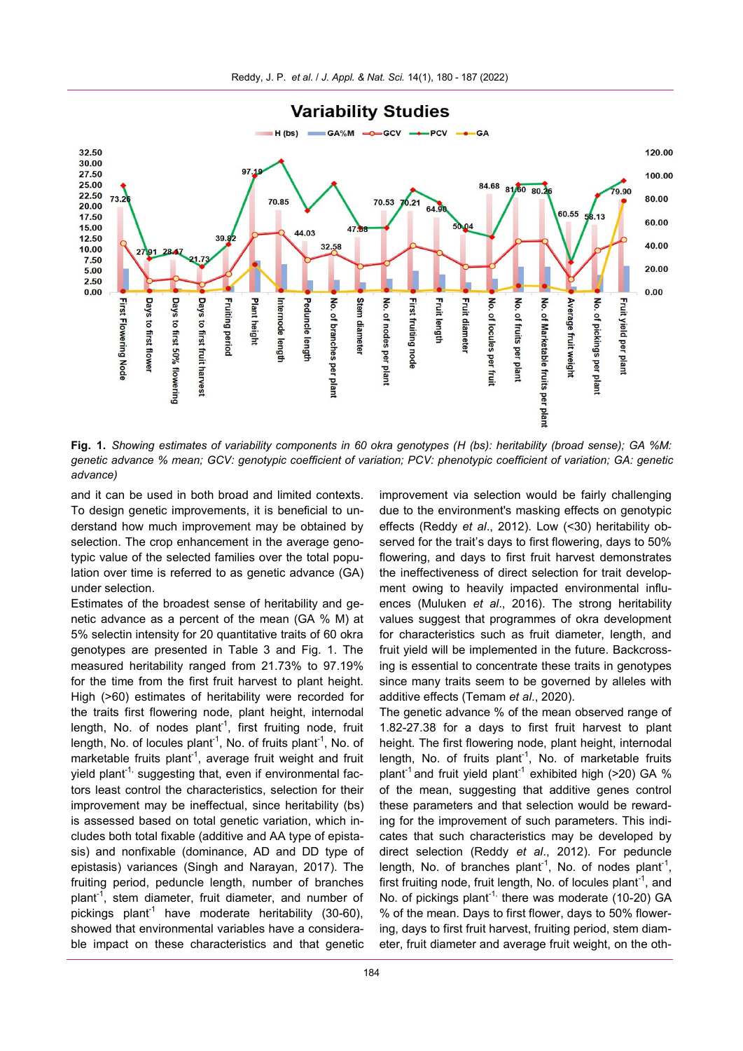Fig. 1. *Showing estimates of variability components in 60 okra genotypes (H (bs): heritability (broad sense); GA %M: genetic advance % mean; GCV: genotypic coefficient of variation; PCV: phenotypic coefficient of variation; GA: genetic advance)*

and it can be used in both broad and limited contexts. To design genetic improvements, it is beneficial to understand how much improvement may be obtained by selection. The crop enhancement in the average genotypic value of the selected families over the total population over time is referred to as genetic advance (GA) under selection.

Estimates of the broadest sense of heritability and genetic advance as a percent of the mean (GA % M) at 5% selectin intensity for 20 quantitative traits of 60 okra genotypes are presented in Table 3 and Fig. 1. The measured heritability ranged from 21.73% to 97.19% for the time from the first fruit harvest to plant height. High (>60) estimates of heritability were recorded for the traits first flowering node, plant height, internodal length, No. of nodes plant$^{-1}$, first fruiting node, fruit length, No. of locules plant$^{-1}$, No. of fruits plant$^{-1}$, No. of marketable fruits plant$^{-1}$, average fruit weight and fruit yield plant$^{-1}$, suggesting that, even if environmental factors least control the characteristics, selection for their improvement may be ineffectual, since heritability (bs) is assessed based on total genetic variation, which includes both total fixable (additive and AA type of epistasis) and nonfixable (dominance, AD and DD type of epistasis) variances (Singh and Narayan, 2017). The fruiting period, peduncle length, number of branches plant$^{-1}$, stem diameter, fruit diameter, and number of pickings plant$^{-1}$ have moderate heritability (30-60), showed that environmental variables have a considerable impact on these characteristics and that genetic improvement via selection would be fairly challenging due to the environment's masking effects on genotypic effects (Reddy *et al*., 2012). Low (<30) heritability observed for the trait's days to first flowering, days to 50% flowering, and days to first fruit harvest demonstrates the ineffectiveness of direct selection for trait development owing to heavily impacted environmental influences (Muluken *et al*., 2016). The strong heritability values suggest that programmes of okra development for characteristics such as fruit diameter, length, and fruit yield will be implemented in the future. Backcrossing is essential to concentrate these traits in genotypes since many traits seem to be governed by alleles with additive effects (Temam *et al*., 2020).

The genetic advance % of the mean observed range of 1.82-27.38 for a days to first fruit harvest to plant height. The first flowering node, plant height, internodal length, No. of fruits plant$^{-1}$, No. of marketable fruits plant$^{-1}$ and fruit yield plant$^{-1}$ exhibited high (>20) GA % of the mean, suggesting that additive genes control these parameters and that selection would be rewarding for the improvement of such parameters. This indicates that such characteristics may be developed by direct selection (Reddy *et al*., 2012). For peduncle length, No. of branches plant$^{-1}$, No. of nodes plant$^{-1}$, first fruiting node, fruit length, No. of locules plant$^{-1}$, and No. of pickings plant$^{-1}$ there was moderate (10-20) GA % of the mean. Days to first flower, days to 50% flowering, days to first fruit harvest, fruiting period, stem diameter, fruit diameter and average fruit weight, on the oth-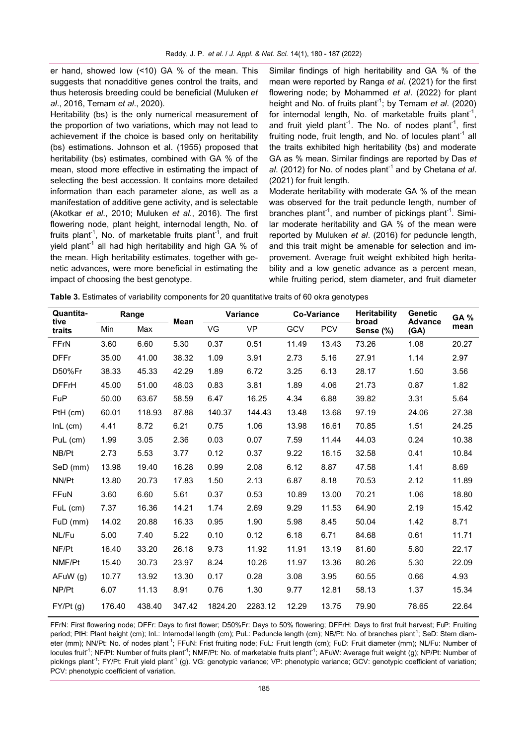er hand, showed low (<10) GA % of the mean. This suggests that nonadditive genes control the traits, and thus heterosis breeding could be beneficial (Muluken *et al*., 2016, Temam *et al*., 2020).

Heritability (bs) is the only numerical measurement of the proportion of two variations, which may not lead to achievement if the choice is based only on heritability (bs) estimations. Johnson et al. (1955) proposed that heritability (bs) estimates, combined with GA % of the mean, stood more effective in estimating the impact of selecting the best accession. It contains more detailed information than each parameter alone, as well as a manifestation of additive gene activity, and is selectable (Akotkar *et al*., 2010; Muluken *et al*., 2016). The first flowering node, plant height, internodal length, No. of fruits plant$^{-1}$, No. of marketable fruits plant$^{-1}$, and fruit yield plant$^{-1}$ all had high heritability and high GA % of the mean. High heritability estimates, together with genetic advances, were more beneficial in estimating the impact of choosing the best genotype.

Similar findings of high heritability and GA % of the mean were reported by Ranga *et al*. (2021) for the first flowering node; by Mohammed *et al*. (2022) for plant height and No. of fruits plant$^{-1}$; by Temam *et al*. (2020) for internodal length, No. of marketable fruits plant$^{-1}$, and fruit yield plant$^{-1}$. The No. of nodes plant$^{-1}$, first fruiting node, fruit length, and No. of locules plant$^{-1}$ all the traits exhibited high heritability (bs) and moderate GA as % mean. Similar findings are reported by Das *et al*. (2012) for No. of nodes plant$^{-1}$ and by Chetana *et al*. (2021) for fruit length.

Moderate heritability with moderate GA % of the mean was observed for the trait peduncle length, number of branches plant$^{-1}$, and number of pickings plant$^{-1}$. Similar moderate heritability and GA % of the mean were reported by Muluken *et al*. (2016) for peduncle length, and this trait might be amenable for selection and improvement. Average fruit weight exhibited high heritability and a low genetic advance as a percent mean, while fruiting period, stem diameter, and fruit diameter

**Table 3.** Estimates of variability components for 20 quantitative traits of 60 okra genotypes

| Quantitative traits | Range | | Mean | Variance | | Co-Variance | | Heritability broad Sense (%) | Genetic Advance (GA) | GA % mean |
|---|---|---|---|---|---|---|---|---|---|---|
| | Min | Max | | VG | VP | GCV | PCV | | | |
| FFrN | 3.60 | 6.60 | 5.30 | 0.37 | 0.51 | 11.49 | 13.43 | 73.26 | 1.08 | 20.27 |
| DFFr | 35.00 | 41.00 | 38.32 | 1.09 | 3.91 | 2.73 | 5.16 | 27.91 | 1.14 | 2.97 |
| D50%Fr | 38.33 | 45.33 | 42.29 | 1.89 | 6.72 | 3.25 | 6.13 | 28.17 | 1.50 | 3.56 |
| DFFrH | 45.00 | 51.00 | 48.03 | 0.83 | 3.81 | 1.89 | 4.06 | 21.73 | 0.87 | 1.82 |
| FuP | 50.00 | 63.67 | 58.59 | 6.47 | 16.25 | 4.34 | 6.88 | 39.82 | 3.31 | 5.64 |
| PtH (cm) | 60.01 | 118.93 | 87.88 | 140.37 | 144.43 | 13.48 | 13.68 | 97.19 | 24.06 | 27.38 |
| InL (cm) | 4.41 | 8.72 | 6.21 | 0.75 | 1.06 | 13.98 | 16.61 | 70.85 | 1.51 | 24.25 |
| PuL (cm) | 1.99 | 3.05 | 2.36 | 0.03 | 0.07 | 7.59 | 11.44 | 44.03 | 0.24 | 10.38 |
| NB/Pt | 2.73 | 5.53 | 3.77 | 0.12 | 0.37 | 9.22 | 16.15 | 32.58 | 0.41 | 10.84 |
| SeD (mm) | 13.98 | 19.40 | 16.28 | 0.99 | 2.08 | 6.12 | 8.87 | 47.58 | 1.41 | 8.69 |
| NN/Pt | 13.80 | 20.73 | 17.83 | 1.50 | 2.13 | 6.87 | 8.18 | 70.53 | 2.12 | 11.89 |
| FFuN | 3.60 | 6.60 | 5.61 | 0.37 | 0.53 | 10.89 | 13.00 | 70.21 | 1.06 | 18.80 |
| FuL (cm) | 7.37 | 16.36 | 14.21 | 1.74 | 2.69 | 9.29 | 11.53 | 64.90 | 2.19 | 15.42 |
| FuD (mm) | 14.02 | 20.88 | 16.33 | 0.95 | 1.90 | 5.98 | 8.45 | 50.04 | 1.42 | 8.71 |
| NL/Fu | 5.00 | 7.40 | 5.22 | 0.10 | 0.12 | 6.18 | 6.71 | 84.68 | 0.61 | 11.71 |
| NF/Pt | 16.40 | 33.20 | 26.18 | 9.73 | 11.92 | 11.91 | 13.19 | 81.60 | 5.80 | 22.17 |
| NMF/Pt | 15.40 | 30.73 | 23.97 | 8.24 | 10.26 | 11.97 | 13.36 | 80.26 | 5.30 | 22.09 |
| AFuW (g) | 10.77 | 13.92 | 13.30 | 0.17 | 0.28 | 3.08 | 3.95 | 60.55 | 0.66 | 4.93 |
| NP/Pt | 6.07 | 11.13 | 8.91 | 0.76 | 1.30 | 9.77 | 12.81 | 58.13 | 1.37 | 15.34 |
| FY/Pt (g) | 176.40 | 438.40 | 347.42 | 1824.20 | 2283.12 | 12.29 | 13.75 | 79.90 | 78.65 | 22.64 |

FFrN: First flowering node; DFFr: Days to first flower; D50%Fr: Days to 50% flowering; DFFrH: Days to first fruit harvest; FuP: Fruiting period; PtH: Plant height (cm); InL: Internodal length (cm); PuL: Peduncle length (cm); NB/Pt: No. of branches plant$^{-1}$; SeD: Stem diameter (mm); NN/Pt: No. of nodes plant$^{-1}$; FFuN: Frist fruiting node; FuL: Fruit length (cm); FuD: Fruit diameter (mm); NL/Fu: Number of locules fruit$^{-1}$; NF/Pt: Number of fruits plant$^{-1}$; NMF/Pt: No. of marketable fruits plant$^{-1}$; AFuW: Average fruit weight (g); NP/Pt: Number of pickings plant$^{-1}$; FY/Pt: Fruit yield plant$^{-1}$ (g). VG: genotypic variance; VP: phenotypic variance; GCV: genotypic coefficient of variation; PCV: phenotypic coefficient of variation.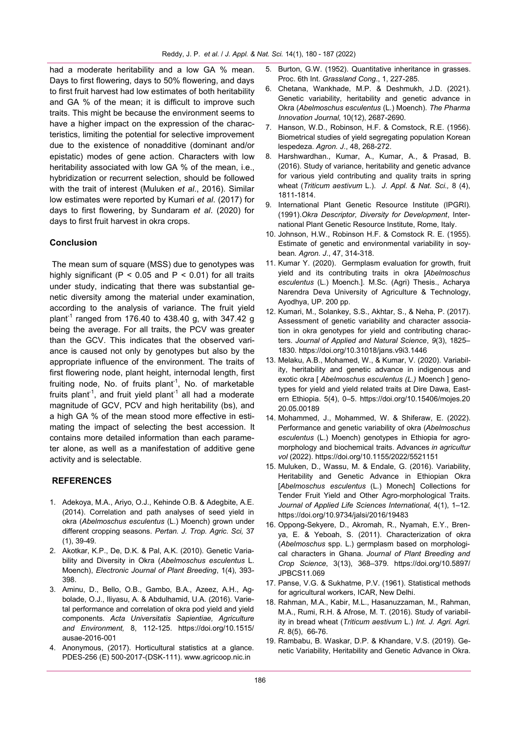had a moderate heritability and a low GA % mean. Days to first flowering, days to 50% flowering, and days to first fruit harvest had low estimates of both heritability and GA % of the mean; it is difficult to improve such traits. This might be because the environment seems to have a higher impact on the expression of the characteristics, limiting the potential for selective improvement due to the existence of nonadditive (dominant and/or epistatic) modes of gene action. Characters with low heritability associated with low GA % of the mean, i.e., hybridization or recurrent selection, should be followed with the trait of interest (Muluken *et al*., 2016). Similar low estimates were reported by Kumari *et al*. (2017) for days to first flowering, by Sundaram *et al*. (2020) for days to first fruit harvest in okra crops.

## Conclusion

The mean sum of square (MSS) due to genotypes was highly significant ($P < 0.05$ and $P < 0.01$) for all traits under study, indicating that there was substantial genetic diversity among the material under examination, according to the analysis of variance. The fruit yield plant$^{-1}$ ranged from 176.40 to 438.40 g, with 347.42 g being the average. For all traits, the PCV was greater than the GCV. This indicates that the observed variance is caused not only by genotypes but also by the appropriate influence of the environment. The traits of first flowering node, plant height, internodal length, first fruiting node, No. of fruits plant$^{-1}$, No. of marketable fruits plant$^{-1}$, and fruit yield plant$^{-1}$ all had a moderate magnitude of GCV, PCV and high heritability (bs), and a high GA % of the mean stood more effective in estimating the impact of selecting the best accession. It contains more detailed information than each parameter alone, as well as a manifestation of additive gene activity and is selectable.

## REFERENCES

1. Adekoya, M.A., Ariyo, O.J., Kehinde O.B. & Adegbite, A.E. (2014). Correlation and path analyses of seed yield in okra (*Abelmoschus esculentus* (L.) Moench) grown under different cropping seasons. *Pertan. J. Trop. Agric. Sci,* 37 (1), 39-49.
2. Akotkar, K.P., De, D.K. & Pal, A.K. (2010). Genetic Variability and Diversity in Okra (*Abelmoschus esculentus* L. Moench), *Electronic Journal of Plant Breeding*, 1(4), 393-398.
3. Aminu, D., Bello, O.B., Gambo, B.A., Azeez, A.H., Agbolade, O.J., Iliyasu, A. & Abdulhamid, U.A. (2016). Varietal performance and correlation of okra pod yield and yield components. *Acta Universitatis Sapientiae, Agriculture and Environment,* 8, 112-125. https://doi.org/10.1515/ausae-2016-001
4. Anonymous, (2017). Horticultural statistics at a glance. PDES-256 (E) 500-2017-(DSK-111). www.agricoop.nic.in
5. Burton, G.W. (1952). Quantitative inheritance in grasses. Proc. 6th Int. *Grassland Cong*., 1, 227-285.
6. Chetana, Wankhade, M.P. & Deshmukh, J.D. (2021). Genetic variability, heritability and genetic advance in Okra (*Abelmoschus esculentus* (L.) Moench). *The Pharma Innovation Journal*, 10(12), 2687-2690.
7. Hanson, W.D., Robinson, H.F. & Comstock, R.E. (1956). Biometrical studies of yield segregating population Korean lespedeza. *Agron. J*., 48, 268-272.
8. Harshwardhan., Kumar, A., Kumar, A., & Prasad, B. (2016). Study of variance, heritability and genetic advance for various yield contributing and quality traits in spring wheat (*Triticum aestivum* L.). *J. Appl. & Nat. Sci.,* 8 (4), 1811-1814.
9. International Plant Genetic Resource Institute (IPGRI). (1991).*Okra Descriptor, Diversity for Development*, International Plant Genetic Resource Institute, Rome, Italy.
10. Johnson, H.W., Robinson H.F. & Comstock R. E. (1955). Estimate of genetic and environmental variability in soybean*. Agron. J*., 47, 314-318.
11. Kumar Y. (2020). Germplasm evaluation for growth, fruit yield and its contributing traits in okra [*Abelmoschus esculentus* (L.) Moench.]. M.Sc. (Agri) Thesis., Acharya Narendra Deva University of Agriculture & Technology, Ayodhya, UP. 200 pp.
12. Kumari, M., Solankey, S.S., Akhtar, S., & Neha, P. (2017). Assessment of genetic variability and character association in okra genotypes for yield and contributing characters. *Journal of Applied and Natural Science*, *9*(3), 1825–1830. https://doi.org/10.31018/jans.v9i3.1446
13. Melaku, A.B., Mohamed, W., & Kumar, V. (2020). Variability, heritability and genetic advance in indigenous and exotic okra [ *Abelmoschus esculentus (L.)* Moench ] genotypes for yield and yield related traits at Dire Dawa, Eastern Ethiopia. 5(4), 0–5. https://doi.org/10.15406/mojes.2020.05.00189
14. Mohammed, J., Mohammed, W. & Shiferaw, E. (2022). Performance and genetic variability of okra (*Abelmoschus esculentus* (L.) Moench) genotypes in Ethiopia for agromorphology and biochemical traits. Advances *in agricultur vol* (2022). https://doi.org/10.1155/2022/5521151
15. Muluken, D., Wassu, M. & Endale, G. (2016). Variability, Heritability and Genetic Advance in Ethiopian Okra [*Abelmoschus esculentus* (L.) Monech] Collections for Tender Fruit Yield and Other Agro-morphological Traits. *Journal of Applied Life Sciences International*, 4(1), 1–12. https://doi.org/10.9734/jalsi/2016/19483
16. Oppong-Sekyere, D., Akromah, R., Nyamah, E.Y., Brenya, E. & Yeboah, S. (2011). Characterization of okra (*Abelmoschus* spp. L.) germplasm based on morphological characters in Ghana. *Journal of Plant Breeding and Crop Science*, 3(13), 368–379. https://doi.org/10.5897/JPBCS11.069
17. Panse, V.G. & Sukhatme, P.V. (1961). Statistical methods for agricultural workers, ICAR, New Delhi.
18. Rahman, M.A., Kabir, M.L., Hasanuzzaman, M., Rahman, M.A., Rumi, R.H. & Afrose, M. T. (2016). Study of variability in bread wheat (*Triticum aestivum* L.) *Int. J. Agri. Agri. R.* 8(5), 66-76.
19. Rambabu, B. Waskar, D.P. & Khandare, V.S. (2019). Genetic Variability, Heritability and Genetic Advance in Okra.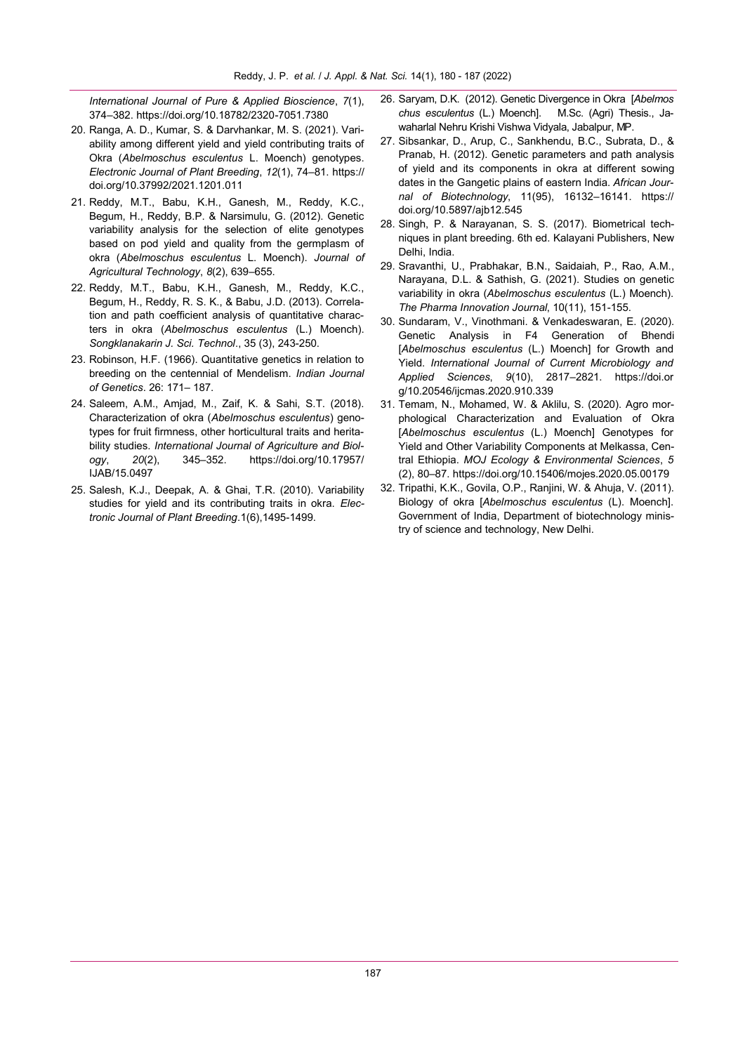*International Journal of Pure & Applied Bioscience*, *7*(1), 374–382. https://doi.org/10.18782/2320-7051.7380

20. Ranga, A. D., Kumar, S. & Darvhankar, M. S. (2021). Variability among different yield and yield contributing traits of Okra (*Abelmoschus esculentus* L. Moench) genotypes. *Electronic Journal of Plant Breeding*, *12*(1), 74–81. https://doi.org/10.37992/2021.1201.011
21. Reddy, M.T., Babu, K.H., Ganesh, M., Reddy, K.C., Begum, H., Reddy, B.P. & Narsimulu, G. (2012). Genetic variability analysis for the selection of elite genotypes based on pod yield and quality from the germplasm of okra (*Abelmoschus esculentus* L. Moench). *Journal of Agricultural Technology*, *8*(2), 639–655.
22. Reddy, M.T., Babu, K.H., Ganesh, M., Reddy, K.C., Begum, H., Reddy, R. S. K., & Babu, J.D. (2013). Correlation and path coefficient analysis of quantitative characters in okra (*Abelmoschus esculentus* (L.) Moench). *Songklanakarin J. Sci. Technol*., 35 (3), 243-250.
23. Robinson, H.F. (1966). Quantitative genetics in relation to breeding on the centennial of Mendelism. *Indian Journal of Genetics*. 26: 171– 187.
24. Saleem, A.M., Amjad, M., Zaif, K. & Sahi, S.T. (2018). Characterization of okra (*Abelmoschus esculentus*) genotypes for fruit firmness, other horticultural traits and heritability studies. *International Journal of Agriculture and Biology*, *20*(2), 345–352. https://doi.org/10.17957/IJAB/15.0497
25. Salesh, K.J., Deepak, A. & Ghai, T.R. (2010). Variability studies for yield and its contributing traits in okra. *Electronic Journal of Plant Breeding*.1(6),1495-1499.
26. Saryam, D.K. (2012). Genetic Divergence in Okra [*Abelmoschus esculentus* (L.) Moench]. M.Sc. (Agri) Thesis., Jawaharlal Nehru Krishi Vishwa Vidyala, Jabalpur, MP.
27. Sibsankar, D., Arup, C., Sankhendu, B.C., Subrata, D., & Pranab, H. (2012). Genetic parameters and path analysis of yield and its components in okra at different sowing dates in the Gangetic plains of eastern India. *African Journal of Biotechnology*, 11(95), 16132–16141. https://doi.org/10.5897/ajb12.545
28. Singh, P. & Narayanan, S. S. (2017). Biometrical techniques in plant breeding. 6th ed. Kalayani Publishers, New Delhi, India.
29. Sravanthi, U., Prabhakar, B.N., Saidaiah, P., Rao, A.M., Narayana, D.L. & Sathish, G. (2021). Studies on genetic variability in okra (*Abelmoschus esculentus* (L.) Moench). *The Pharma Innovation Journal*, 10(11), 151-155.
30. Sundaram, V., Vinothmani. & Venkadeswaran, E. (2020). Genetic Analysis in F4 Generation of Bhendi [*Abelmoschus esculentus* (L.) Moench] for Growth and Yield. *International Journal of Current Microbiology and Applied Sciences*, *9*(10), 2817–2821. https://doi.org/10.20546/ijcmas.2020.910.339
31. Temam, N., Mohamed, W. & Aklilu, S. (2020). Agro morphological Characterization and Evaluation of Okra [*Abelmoschus esculentus* (L.) Moench] Genotypes for Yield and Other Variability Components at Melkassa, Central Ethiopia. *MOJ Ecology & Environmental Sciences*, *5* (2), 80–87. https://doi.org/10.15406/mojes.2020.05.00179
32. Tripathi, K.K., Govila, O.P., Ranjini, W. & Ahuja, V. (2011). Biology of okra [*Abelmoschus esculentus* (L). Moench]. Government of India, Department of biotechnology ministry of science and technology, New Delhi.